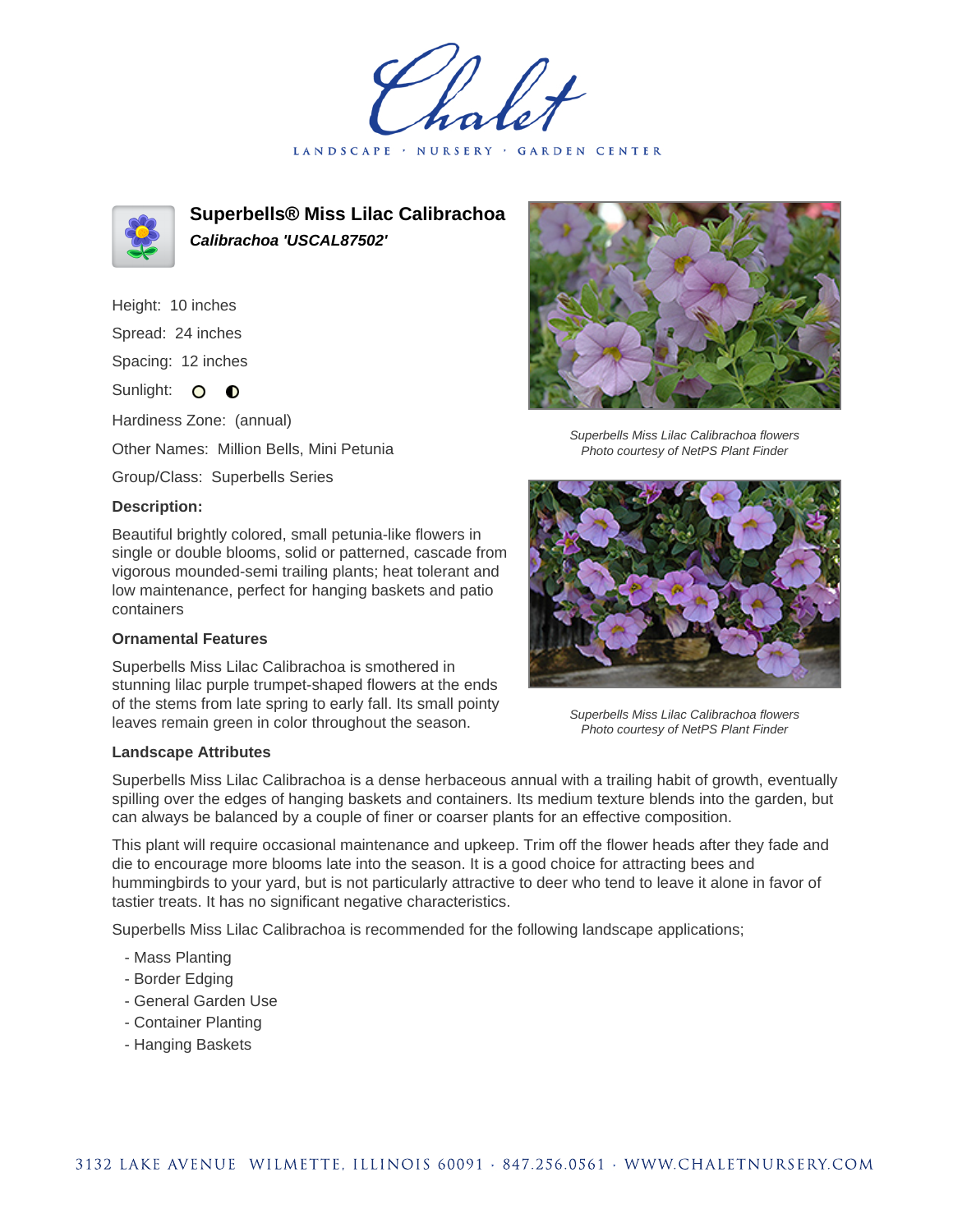Chalet

LANDSCAPE · NURSERY · GARDEN CENTER

# Superbells® Miss Lilac Calibrachoa

***Calibrachoa 'USCAL87502'***

Height: 10 inches

Spread: 24 inches

Spacing: 12 inches

Sunlight: full sun, partial shade

Hardiness Zone: (annual)

Other Names: Million Bells, Mini Petunia

Group/Class: Superbells Series

### Description:

Beautiful brightly colored, small petunia-like flowers in single or double blooms, solid or patterned, cascade from vigorous mounded-semi trailing plants; heat tolerant and low maintenance, perfect for hanging baskets and patio containers

### Ornamental Features

Superbells Miss Lilac Calibrachoa is smothered in stunning lilac purple trumpet-shaped flowers at the ends of the stems from late spring to early fall. Its small pointy leaves remain green in color throughout the season.

*Superbells Miss Lilac Calibrachoa flowers*
*Photo courtesy of NetPS Plant Finder*

*Superbells Miss Lilac Calibrachoa flowers*
*Photo courtesy of NetPS Plant Finder*

### Landscape Attributes

Superbells Miss Lilac Calibrachoa is a dense herbaceous annual with a trailing habit of growth, eventually spilling over the edges of hanging baskets and containers. Its medium texture blends into the garden, but can always be balanced by a couple of finer or coarser plants for an effective composition.

This plant will require occasional maintenance and upkeep. Trim off the flower heads after they fade and die to encourage more blooms late into the season. It is a good choice for attracting bees and hummingbirds to your yard, but is not particularly attractive to deer who tend to leave it alone in favor of tastier treats. It has no significant negative characteristics.

Superbells Miss Lilac Calibrachoa is recommended for the following landscape applications;

- Mass Planting
- Border Edging
- General Garden Use
- Container Planting
- Hanging Baskets

3132 LAKE AVENUE WILMETTE, ILLINOIS 60091 · 847.256.0561 · WWW.CHALETNURSERY.COM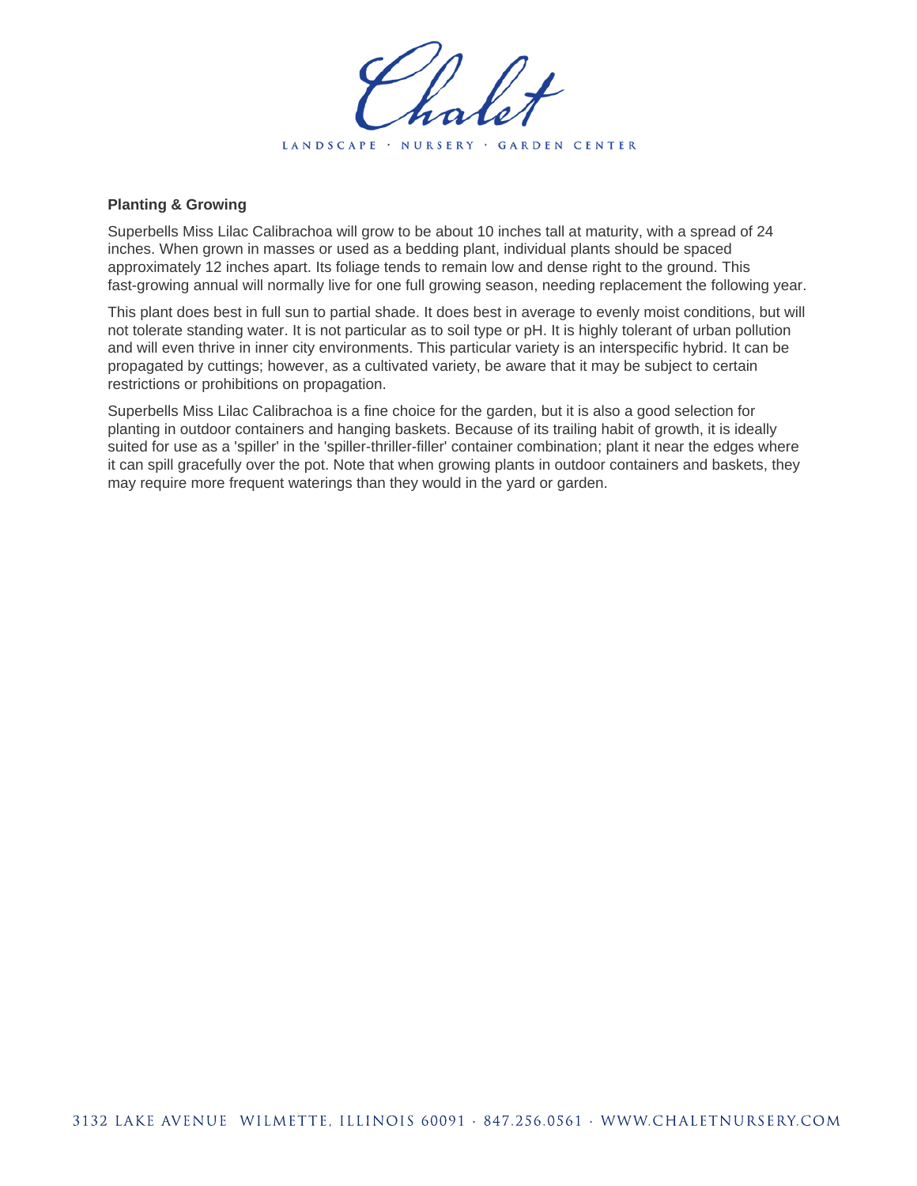### Planting & Growing

Superbells Miss Lilac Calibrachoa will grow to be about 10 inches tall at maturity, with a spread of 24 inches. When grown in masses or used as a bedding plant, individual plants should be spaced approximately 12 inches apart. Its foliage tends to remain low and dense right to the ground. This fast-growing annual will normally live for one full growing season, needing replacement the following year.

This plant does best in full sun to partial shade. It does best in average to evenly moist conditions, but will not tolerate standing water. It is not particular as to soil type or pH. It is highly tolerant of urban pollution and will even thrive in inner city environments. This particular variety is an interspecific hybrid. It can be propagated by cuttings; however, as a cultivated variety, be aware that it may be subject to certain restrictions or prohibitions on propagation.

Superbells Miss Lilac Calibrachoa is a fine choice for the garden, but it is also a good selection for planting in outdoor containers and hanging baskets. Because of its trailing habit of growth, it is ideally suited for use as a 'spiller' in the 'spiller-thriller-filler' container combination; plant it near the edges where it can spill gracefully over the pot. Note that when growing plants in outdoor containers and baskets, they may require more frequent waterings than they would in the yard or garden.